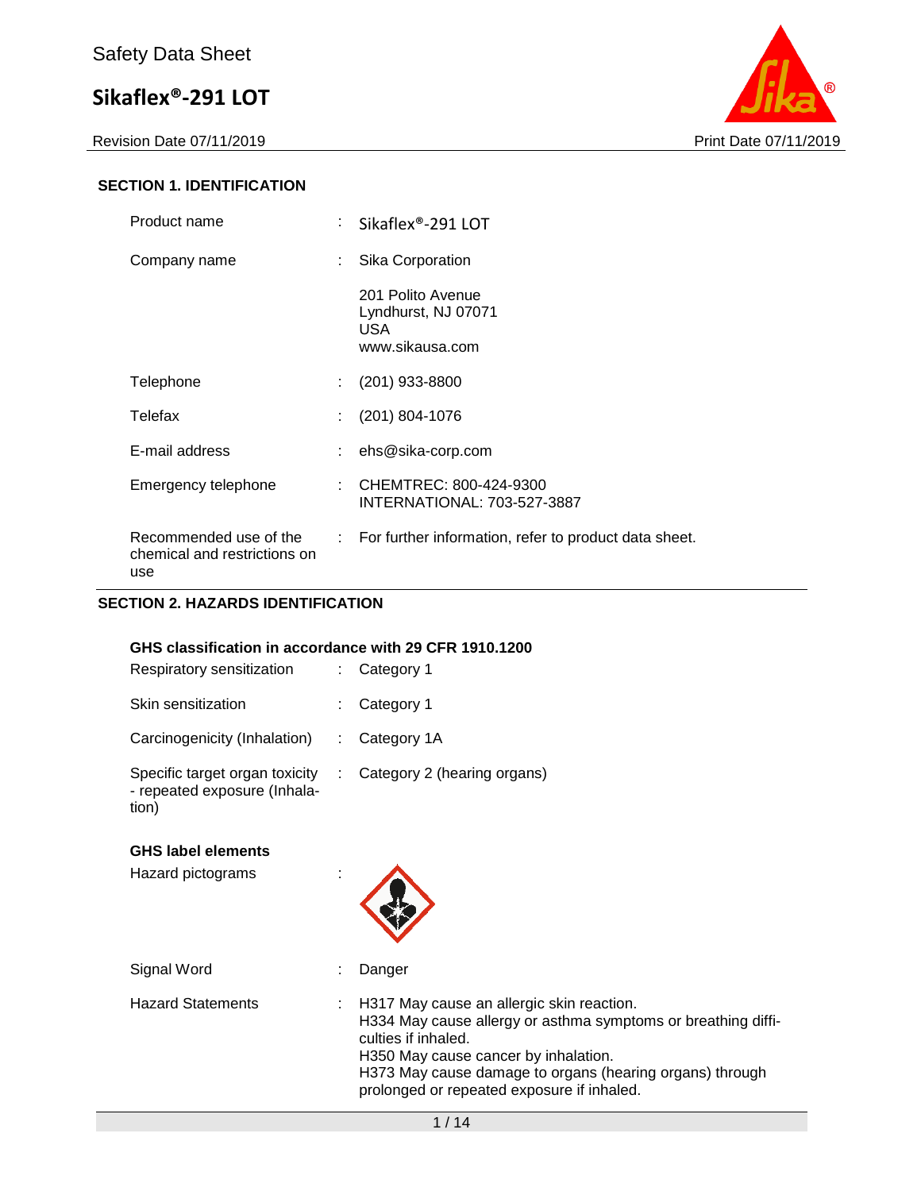Safety Data Sheet

# Sikaflex®-291 LOT

Revision Date 07/11/2019 Print Date 07/11/2019

## SECTION 1. IDENTIFICATION

| | | |
|---|---|---|
| Product name | : | Sikaflex®-291 LOT |
| Company name | : | Sika Corporation<br><br>201 Polito Avenue<br>Lyndhurst, NJ 07071<br>USA<br>www.sikausa.com |
| Telephone | : | (201) 933-8800 |
| Telefax | : | (201) 804-1076 |
| E-mail address | : | ehs@sika-corp.com |
| Emergency telephone | : | CHEMTREC: 800-424-9300<br>INTERNATIONAL: 703-527-3887 |
| Recommended use of the chemical and restrictions on use | : | For further information, refer to product data sheet. |

## SECTION 2. HAZARDS IDENTIFICATION

**GHS classification in accordance with 29 CFR 1910.1200**

| | | |
|---|---|---|
| Respiratory sensitization | : | Category 1 |
| Skin sensitization | : | Category 1 |
| Carcinogenicity (Inhalation) | : | Category 1A |
| Specific target organ toxicity - repeated exposure (Inhalation) | : | Category 2 (hearing organs) |

**GHS label elements**

| | | |
|---|---|---|
| Hazard pictograms | : | |
| Signal Word | : | Danger |
| Hazard Statements | : | H317 May cause an allergic skin reaction.<br>H334 May cause allergy or asthma symptoms or breathing difficulties if inhaled.<br>H350 May cause cancer by inhalation.<br>H373 May cause damage to organs (hearing organs) through prolonged or repeated exposure if inhaled. |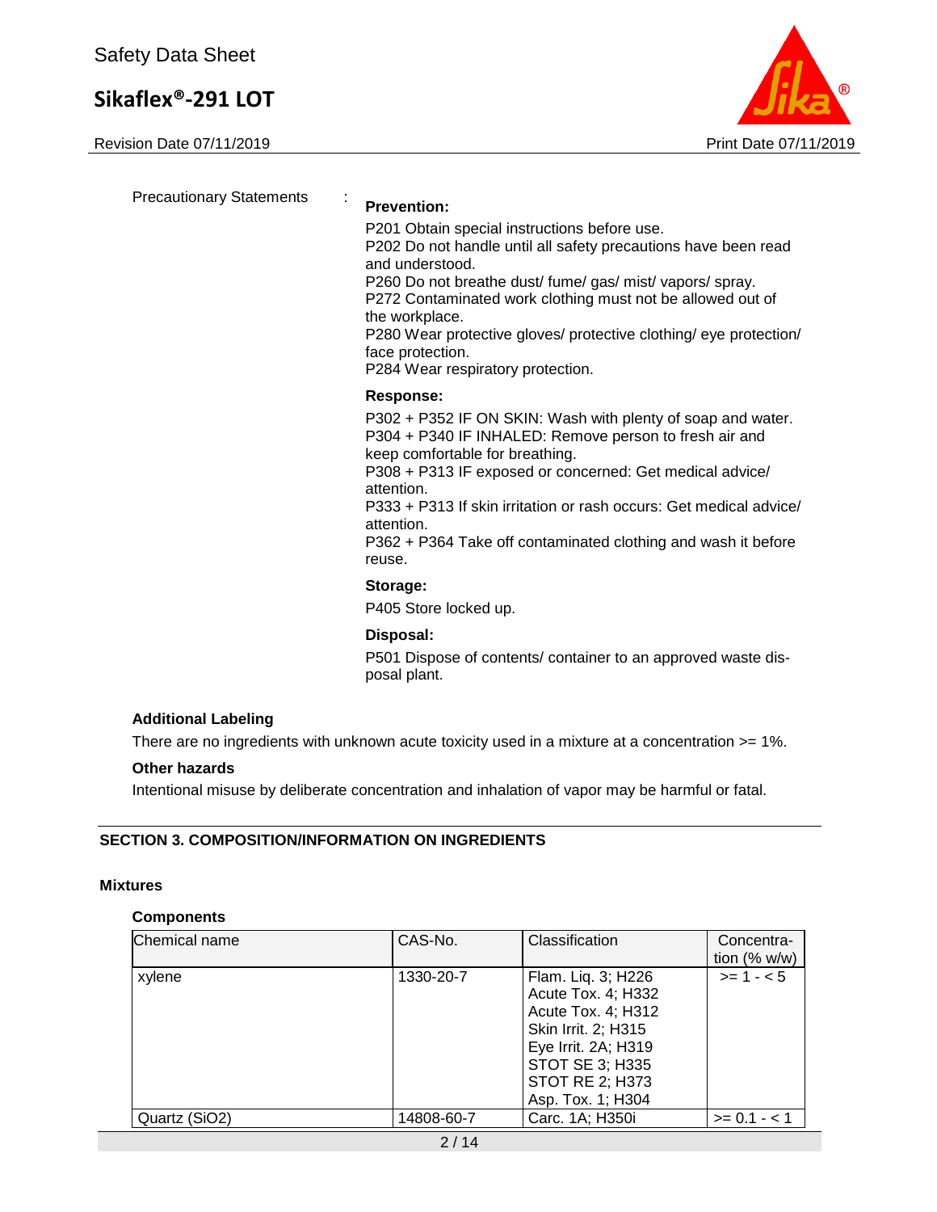Precautionary Statements :

**Prevention:**

P201 Obtain special instructions before use.
P202 Do not handle until all safety precautions have been read and understood.
P260 Do not breathe dust/ fume/ gas/ mist/ vapors/ spray.
P272 Contaminated work clothing must not be allowed out of the workplace.
P280 Wear protective gloves/ protective clothing/ eye protection/ face protection.
P284 Wear respiratory protection.

**Response:**

P302 + P352 IF ON SKIN: Wash with plenty of soap and water.
P304 + P340 IF INHALED: Remove person to fresh air and keep comfortable for breathing.
P308 + P313 IF exposed or concerned: Get medical advice/ attention.
P333 + P313 If skin irritation or rash occurs: Get medical advice/ attention.
P362 + P364 Take off contaminated clothing and wash it before reuse.

**Storage:**

P405 Store locked up.

**Disposal:**

P501 Dispose of contents/ container to an approved waste disposal plant.

**Additional Labeling**

There are no ingredients with unknown acute toxicity used in a mixture at a concentration >= 1%.

**Other hazards**

Intentional misuse by deliberate concentration and inhalation of vapor may be harmful or fatal.

## SECTION 3. COMPOSITION/INFORMATION ON INGREDIENTS

**Mixtures**

**Components**

| Chemical name | CAS-No. | Classification | Concentration (% w/w) |
|---|---|---|---|
| xylene | 1330-20-7 | Flam. Liq. 3; H226<br>Acute Tox. 4; H332<br>Acute Tox. 4; H312<br>Skin Irrit. 2; H315<br>Eye Irrit. 2A; H319<br>STOT SE 3; H335<br>STOT RE 2; H373<br>Asp. Tox. 1; H304 | >= 1 - < 5 |
| Quartz ($SiO_2$) | 14808-60-7 | Carc. 1A; H350i | >= 0.1 - < 1 |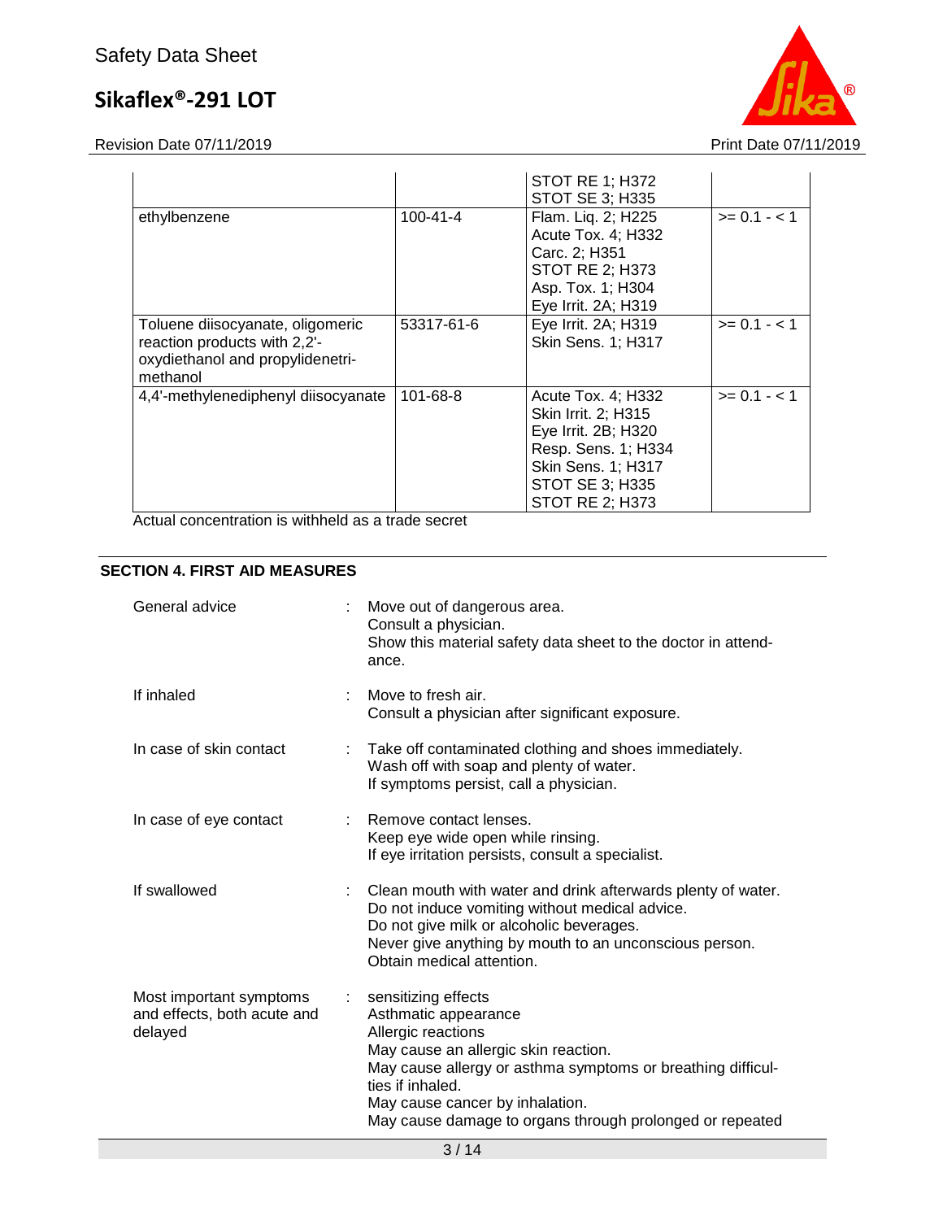| | | | |
|---|---|---|---|
| | | STOT RE 1; H372<br>STOT SE 3; H335 | |
| ethylbenzene | 100-41-4 | Flam. Liq. 2; H225<br>Acute Tox. 4; H332<br>Carc. 2; H351<br>STOT RE 2; H373<br>Asp. Tox. 1; H304<br>Eye Irrit. 2A; H319 | >= 0.1 - < 1 |
| Toluene diisocyanate, oligomeric reaction products with 2,2'-oxydiethanol and propylidenetri-methanol | 53317-61-6 | Eye Irrit. 2A; H319<br>Skin Sens. 1; H317 | >= 0.1 - < 1 |
| 4,4'-methylenediphenyl diisocyanate | 101-68-8 | Acute Tox. 4; H332<br>Skin Irrit. 2; H315<br>Eye Irrit. 2B; H320<br>Resp. Sens. 1; H334<br>Skin Sens. 1; H317<br>STOT SE 3; H335<br>STOT RE 2; H373 | >= 0.1 - < 1 |

Actual concentration is withheld as a trade secret

## SECTION 4. FIRST AID MEASURES

| | | |
|---|---|---|
| General advice | : | Move out of dangerous area.<br>Consult a physician.<br>Show this material safety data sheet to the doctor in attendance. |
| If inhaled | : | Move to fresh air.<br>Consult a physician after significant exposure. |
| In case of skin contact | : | Take off contaminated clothing and shoes immediately.<br>Wash off with soap and plenty of water.<br>If symptoms persist, call a physician. |
| In case of eye contact | : | Remove contact lenses.<br>Keep eye wide open while rinsing.<br>If eye irritation persists, consult a specialist. |
| If swallowed | : | Clean mouth with water and drink afterwards plenty of water.<br>Do not induce vomiting without medical advice.<br>Do not give milk or alcoholic beverages.<br>Never give anything by mouth to an unconscious person.<br>Obtain medical attention. |
| Most important symptoms and effects, both acute and delayed | : | sensitizing effects<br>Asthmatic appearance<br>Allergic reactions<br>May cause an allergic skin reaction.<br>May cause allergy or asthma symptoms or breathing difficulties if inhaled.<br>May cause cancer by inhalation.<br>May cause damage to organs through prolonged or repeated |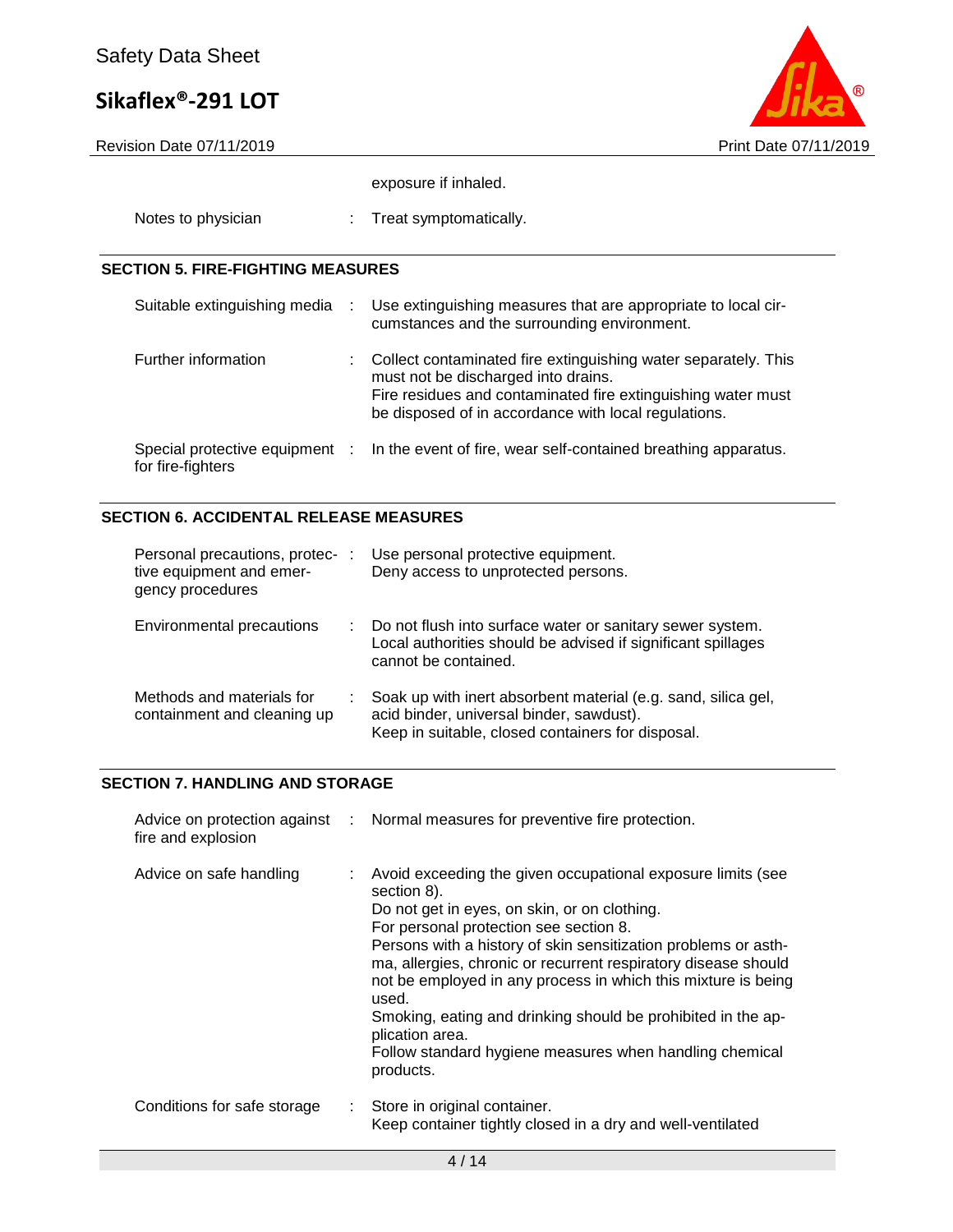| | | |
|---|---|---|
| | | exposure if inhaled. |
| Notes to physician | : | Treat symptomatically. |

## SECTION 5. FIRE-FIGHTING MEASURES

| | | |
|---|---|---|
| Suitable extinguishing media | : | Use extinguishing measures that are appropriate to local circumstances and the surrounding environment. |
| Further information | : | Collect contaminated fire extinguishing water separately. This must not be discharged into drains.<br>Fire residues and contaminated fire extinguishing water must be disposed of in accordance with local regulations. |
| Special protective equipment for fire-fighters | : | In the event of fire, wear self-contained breathing apparatus. |

## SECTION 6. ACCIDENTAL RELEASE MEASURES

| | | |
|---|---|---|
| Personal precautions, protective equipment and emergency procedures | : | Use personal protective equipment.<br>Deny access to unprotected persons. |
| Environmental precautions | : | Do not flush into surface water or sanitary sewer system.<br>Local authorities should be advised if significant spillages cannot be contained. |
| Methods and materials for containment and cleaning up | : | Soak up with inert absorbent material (e.g. sand, silica gel, acid binder, universal binder, sawdust).<br>Keep in suitable, closed containers for disposal. |

## SECTION 7. HANDLING AND STORAGE

| | | |
|---|---|---|
| Advice on protection against fire and explosion | : | Normal measures for preventive fire protection. |
| Advice on safe handling | : | Avoid exceeding the given occupational exposure limits (see section 8).<br>Do not get in eyes, on skin, or on clothing.<br>For personal protection see section 8.<br>Persons with a history of skin sensitization problems or asthma, allergies, chronic or recurrent respiratory disease should not be employed in any process in which this mixture is being used.<br>Smoking, eating and drinking should be prohibited in the application area.<br>Follow standard hygiene measures when handling chemical products. |
| Conditions for safe storage | : | Store in original container.<br>Keep container tightly closed in a dry and well-ventilated |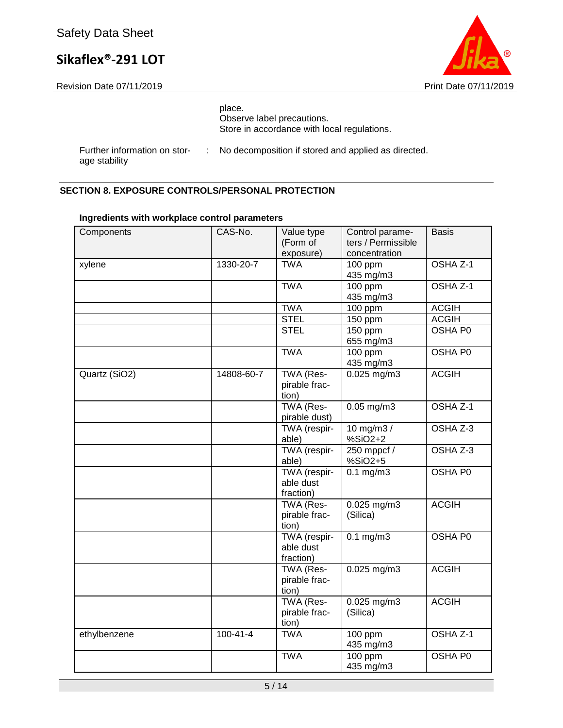place.
Observe label precautions.
Store in accordance with local regulations.

Further information on storage stability : No decomposition if stored and applied as directed.

## SECTION 8. EXPOSURE CONTROLS/PERSONAL PROTECTION

**Ingredients with workplace control parameters**

| Components | CAS-No. | Value type (Form of exposure) | Control parameters / Permissible concentration | Basis |
|---|---|---|---|---|
| xylene | 1330-20-7 | TWA | 100 ppm<br>435 mg/m3 | OSHA Z-1 |
| | | TWA | 100 ppm<br>435 mg/m3 | OSHA Z-1 |
| | | TWA | 100 ppm | ACGIH |
| | | STEL | 150 ppm | ACGIH |
| | | STEL | 150 ppm<br>655 mg/m3 | OSHA P0 |
| | | TWA | 100 ppm<br>435 mg/m3 | OSHA P0 |
| Quartz (SiO2) | 14808-60-7 | TWA (Respirable fraction) | 0.025 mg/m3 | ACGIH |
| | | TWA (Respirable dust) | 0.05 mg/m3 | OSHA Z-1 |
| | | TWA (respirable) | 10 mg/m3 / %SiO2+2 | OSHA Z-3 |
| | | TWA (respirable) | 250 mppcf / %SiO2+5 | OSHA Z-3 |
| | | TWA (respirable dust fraction) | 0.1 mg/m3 | OSHA P0 |
| | | TWA (Respirable fraction) | 0.025 mg/m3 (Silica) | ACGIH |
| | | TWA (respirable dust fraction) | 0.1 mg/m3 | OSHA P0 |
| | | TWA (Respirable fraction) | 0.025 mg/m3 | ACGIH |
| | | TWA (Respirable fraction) | 0.025 mg/m3 (Silica) | ACGIH |
| ethylbenzene | 100-41-4 | TWA | 100 ppm<br>435 mg/m3 | OSHA Z-1 |
| | | TWA | 100 ppm<br>435 mg/m3 | OSHA P0 |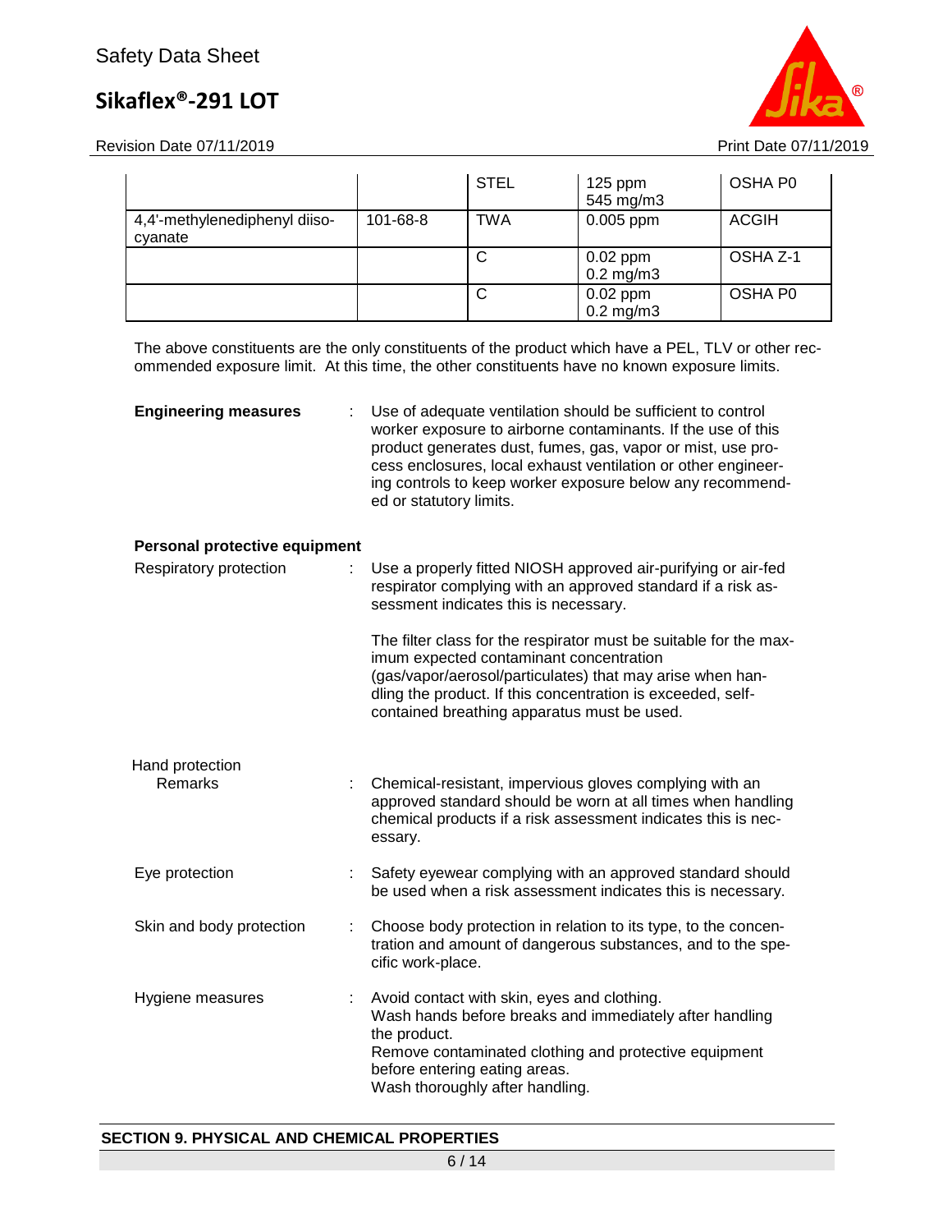| | | STEL | 125 ppm<br>545 mg/m3 | OSHA P0 |
|---|---|---|---|---|
| 4,4'-methylenediphenyl diiso-cyanate | 101-68-8 | TWA | 0.005 ppm | ACGIH |
| | | C | 0.02 ppm<br>0.2 mg/m3 | OSHA Z-1 |
| | | C | 0.02 ppm<br>0.2 mg/m3 | OSHA P0 |

The above constituents are the only constituents of the product which have a PEL, TLV or other recommended exposure limit. At this time, the other constituents have no known exposure limits.

**Engineering measures** : Use of adequate ventilation should be sufficient to control worker exposure to airborne contaminants. If the use of this product generates dust, fumes, gas, vapor or mist, use process enclosures, local exhaust ventilation or other engineering controls to keep worker exposure below any recommended or statutory limits.

**Personal protective equipment**

Respiratory protection : Use a properly fitted NIOSH approved air-purifying or air-fed respirator complying with an approved standard if a risk assessment indicates this is necessary.

The filter class for the respirator must be suitable for the maximum expected contaminant concentration (gas/vapor/aerosol/particulates) that may arise when handling the product. If this concentration is exceeded, self-contained breathing apparatus must be used.

Hand protection

Remarks : Chemical-resistant, impervious gloves complying with an approved standard should be worn at all times when handling chemical products if a risk assessment indicates this is necessary.

Eye protection : Safety eyewear complying with an approved standard should be used when a risk assessment indicates this is necessary.

Skin and body protection : Choose body protection in relation to its type, to the concentration and amount of dangerous substances, and to the specific work-place.

Hygiene measures : Avoid contact with skin, eyes and clothing.
Wash hands before breaks and immediately after handling the product.
Remove contaminated clothing and protective equipment before entering eating areas.
Wash thoroughly after handling.

## SECTION 9. PHYSICAL AND CHEMICAL PROPERTIES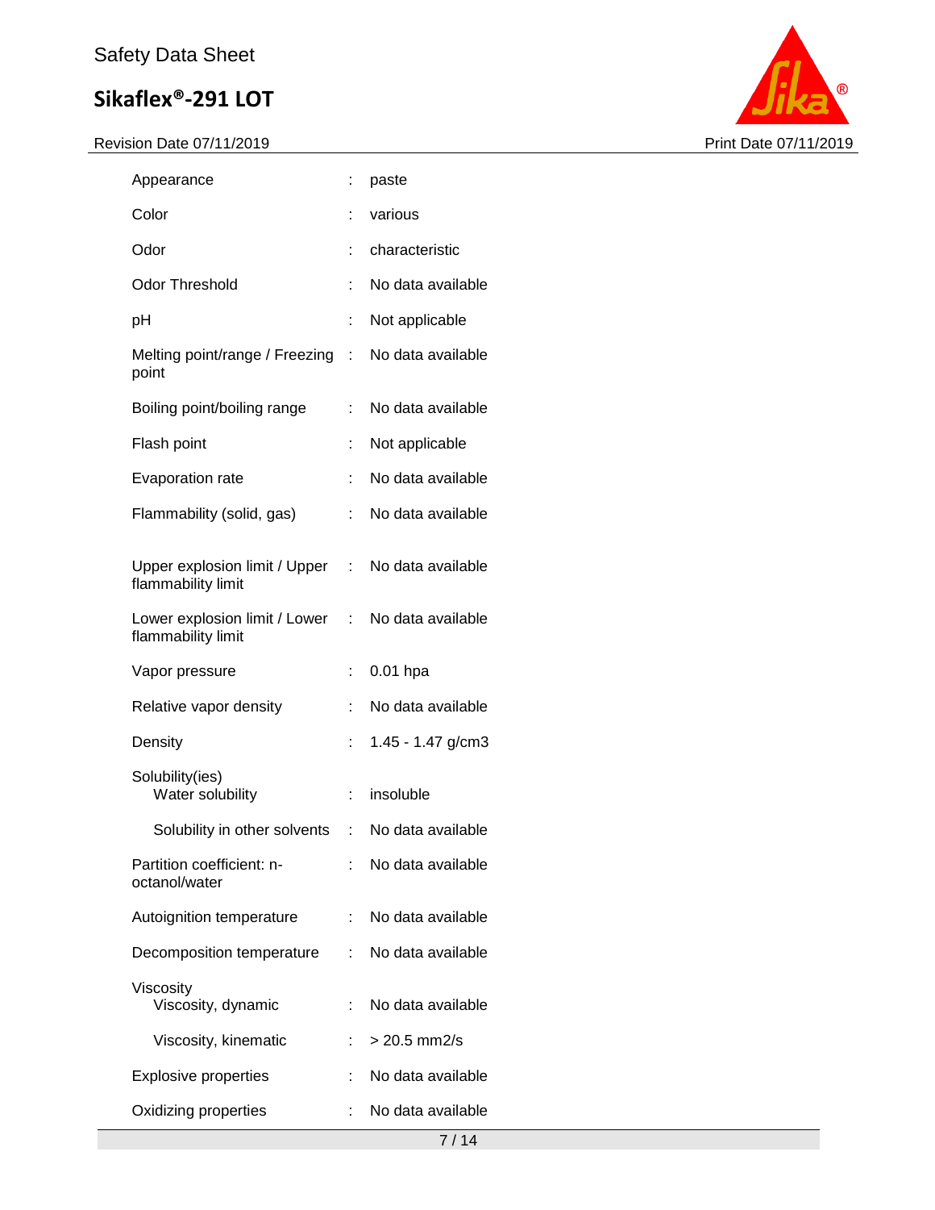| Property | | Value |
|---|---|---|
| Appearance | : | paste |
| Color | : | various |
| Odor | : | characteristic |
| Odor Threshold | : | No data available |
| pH | : | Not applicable |
| Melting point/range / Freezing point | : | No data available |
| Boiling point/boiling range | : | No data available |
| Flash point | : | Not applicable |
| Evaporation rate | : | No data available |
| Flammability (solid, gas) | : | No data available |
| Upper explosion limit / Upper flammability limit | : | No data available |
| Lower explosion limit / Lower flammability limit | : | No data available |
| Vapor pressure | : | 0.01 hpa |
| Relative vapor density | : | No data available |
| Density | : | 1.45 - 1.47 g/cm3 |
| Solubility(ies) Water solubility | : | insoluble |
| Solubility in other solvents | : | No data available |
| Partition coefficient: n-octanol/water | : | No data available |
| Autoignition temperature | : | No data available |
| Decomposition temperature | : | No data available |
| Viscosity Viscosity, dynamic | : | No data available |
| Viscosity, kinematic | : | > 20.5 mm2/s |
| Explosive properties | : | No data available |
| Oxidizing properties | : | No data available |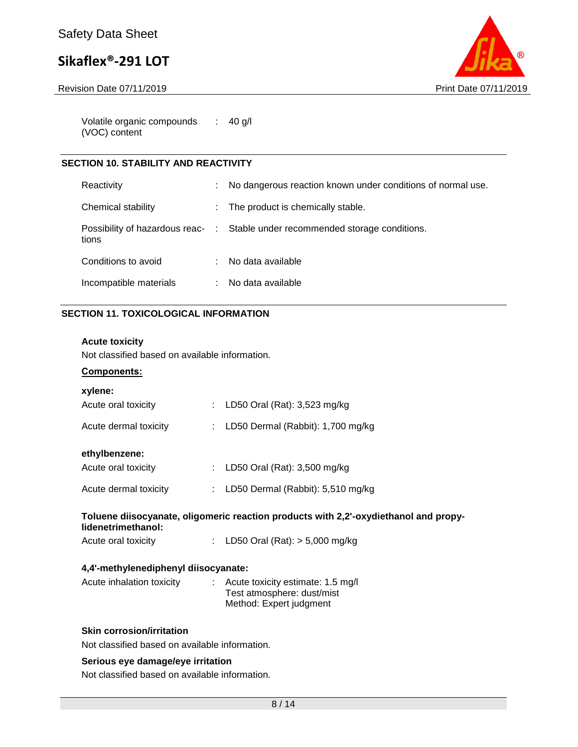| | | |
|---|---|---|
| Volatile organic compounds (VOC) content | : | 40 g/l |

## SECTION 10. STABILITY AND REACTIVITY

| | | |
|---|---|---|
| Reactivity | : | No dangerous reaction known under conditions of normal use. |
| Chemical stability | : | The product is chemically stable. |
| Possibility of hazardous reactions | : | Stable under recommended storage conditions. |
| Conditions to avoid | : | No data available |
| Incompatible materials | : | No data available |

## SECTION 11. TOXICOLOGICAL INFORMATION

**Acute toxicity**

Not classified based on available information.

**Components:**

**xylene:**

| | | |
|---|---|---|
| Acute oral toxicity | : | LD50 Oral (Rat): 3,523 mg/kg |
| Acute dermal toxicity | : | LD50 Dermal (Rabbit): 1,700 mg/kg |

**ethylbenzene:**

| | | |
|---|---|---|
| Acute oral toxicity | : | LD50 Oral (Rat): 3,500 mg/kg |
| Acute dermal toxicity | : | LD50 Dermal (Rabbit): 5,510 mg/kg |

**Toluene diisocyanate, oligomeric reaction products with 2,2'-oxydiethanol and propylidenetrimethanol:**

| | | |
|---|---|---|
| Acute oral toxicity | : | LD50 Oral (Rat): > 5,000 mg/kg |

**4,4'-methylenediphenyl diisocyanate:**

| | | |
|---|---|---|
| Acute inhalation toxicity | : | Acute toxicity estimate: 1.5 mg/l<br>Test atmosphere: dust/mist<br>Method: Expert judgment |

**Skin corrosion/irritation**

Not classified based on available information.

**Serious eye damage/eye irritation**

Not classified based on available information.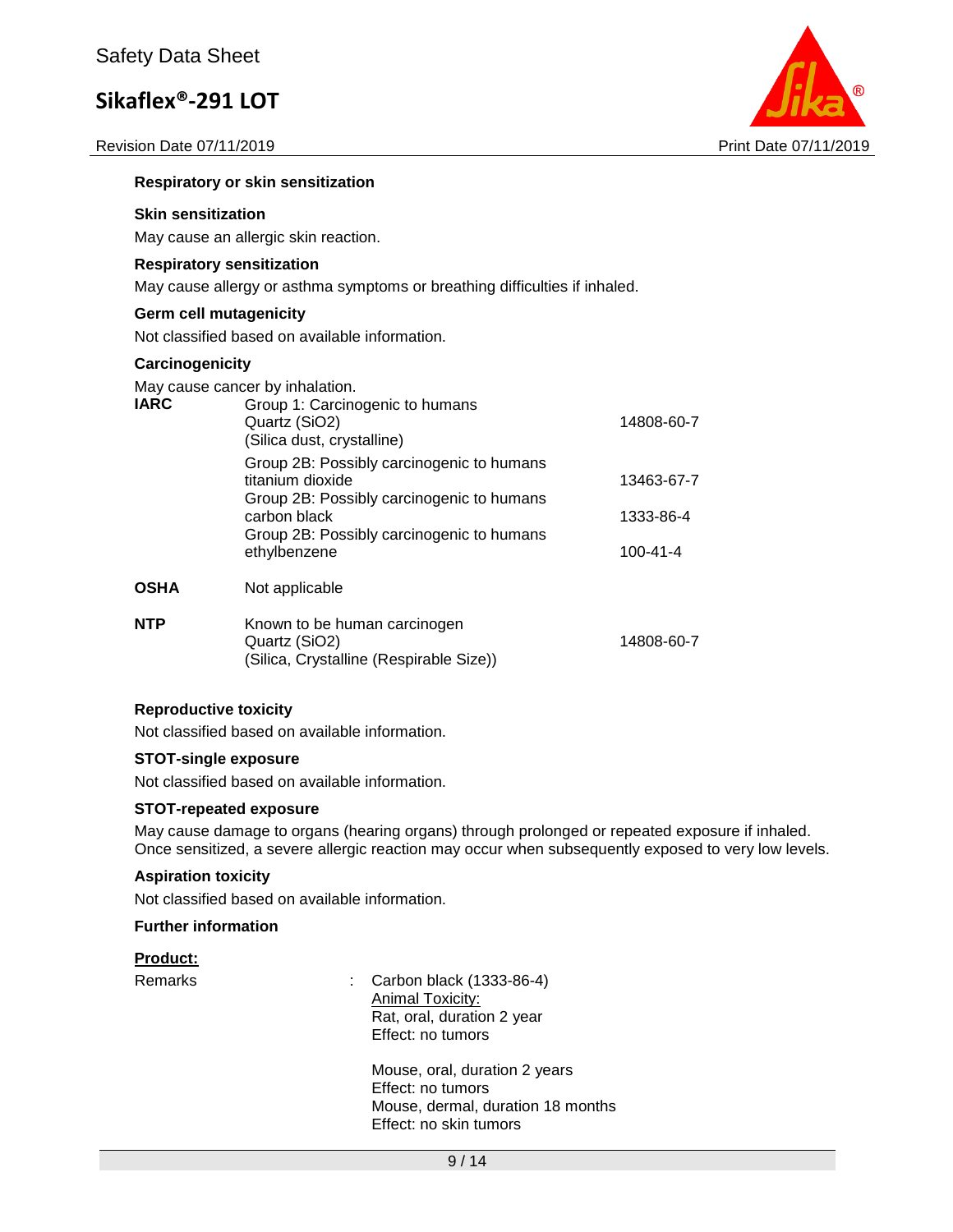**Respiratory or skin sensitization**

**Skin sensitization**

May cause an allergic skin reaction.

**Respiratory sensitization**

May cause allergy or asthma symptoms or breathing difficulties if inhaled.

**Germ cell mutagenicity**

Not classified based on available information.

**Carcinogenicity**

May cause cancer by inhalation.

| | | |
|---|---|---|
| **IARC** | Group 1: Carcinogenic to humans<br>Quartz ($SiO_2$)<br>(Silica dust, crystalline) | 14808-60-7 |
| | Group 2B: Possibly carcinogenic to humans<br>titanium dioxide | 13463-67-7 |
| | Group 2B: Possibly carcinogenic to humans<br>carbon black | 1333-86-4 |
| | Group 2B: Possibly carcinogenic to humans<br>ethylbenzene | 100-41-4 |
| **OSHA** | Not applicable | |
| **NTP** | Known to be human carcinogen<br>Quartz ($SiO_2$)<br>(Silica, Crystalline (Respirable Size)) | 14808-60-7 |

**Reproductive toxicity**

Not classified based on available information.

**STOT-single exposure**

Not classified based on available information.

**STOT-repeated exposure**

May cause damage to organs (hearing organs) through prolonged or repeated exposure if inhaled.
Once sensitized, a severe allergic reaction may occur when subsequently exposed to very low levels.

**Aspiration toxicity**

Not classified based on available information.

**Further information**

**Product:**

Remarks : Carbon black (1333-86-4)
Animal Toxicity:
Rat, oral, duration 2 year
Effect: no tumors

Mouse, oral, duration 2 years
Effect: no tumors
Mouse, dermal, duration 18 months
Effect: no skin tumors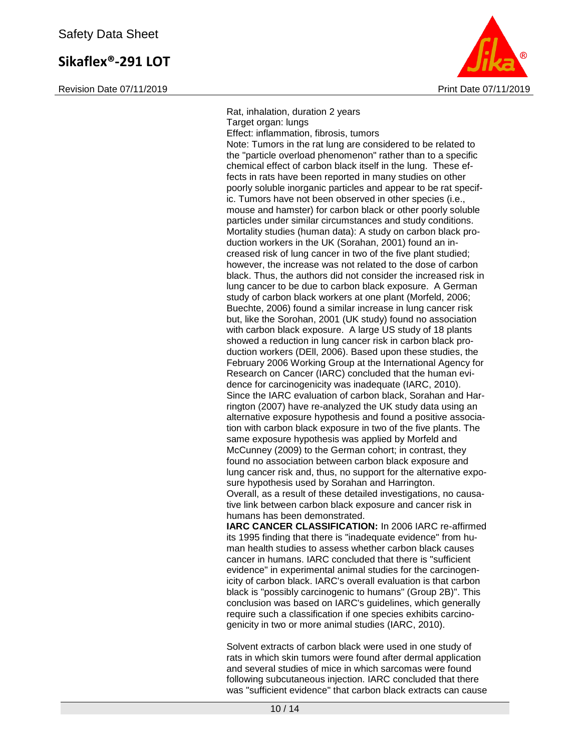Rat, inhalation, duration 2 years
Target organ: lungs
Effect: inflammation, fibrosis, tumors
Note: Tumors in the rat lung are considered to be related to the "particle overload phenomenon" rather than to a specific chemical effect of carbon black itself in the lung. These effects in rats have been reported in many studies on other poorly soluble inorganic particles and appear to be rat specific. Tumors have not been observed in other species (i.e., mouse and hamster) for carbon black or other poorly soluble particles under similar circumstances and study conditions.
Mortality studies (human data): A study on carbon black production workers in the UK (Sorahan, 2001) found an increased risk of lung cancer in two of the five plant studied; however, the increase was not related to the dose of carbon black. Thus, the authors did not consider the increased risk in lung cancer to be due to carbon black exposure. A German study of carbon black workers at one plant (Morfeld, 2006; Buechte, 2006) found a similar increase in lung cancer risk but, like the Sorohan, 2001 (UK study) found no association with carbon black exposure. A large US study of 18 plants showed a reduction in lung cancer risk in carbon black production workers (DEll, 2006). Based upon these studies, the February 2006 Working Group at the International Agency for Research on Cancer (IARC) concluded that the human evidence for carcinogenicity was inadequate (IARC, 2010).
Since the IARC evaluation of carbon black, Sorahan and Harrington (2007) have re-analyzed the UK study data using an alternative exposure hypothesis and found a positive association with carbon black exposure in two of the five plants. The same exposure hypothesis was applied by Morfeld and McCunney (2009) to the German cohort; in contrast, they found no association between carbon black exposure and lung cancer risk and, thus, no support for the alternative exposure hypothesis used by Sorahan and Harrington.
Overall, as a result of these detailed investigations, no causative link between carbon black exposure and cancer risk in humans has been demonstrated.
**IARC CANCER CLASSIFICATION:** In 2006 IARC re-affirmed its 1995 finding that there is "inadequate evidence" from human health studies to assess whether carbon black causes cancer in humans. IARC concluded that there is "sufficient evidence" in experimental animal studies for the carcinogenicity of carbon black. IARC's overall evaluation is that carbon black is "possibly carcinogenic to humans" (Group 2B)". This conclusion was based on IARC's guidelines, which generally require such a classification if one species exhibits carcinogenicity in two or more animal studies (IARC, 2010).

Solvent extracts of carbon black were used in one study of rats in which skin tumors were found after dermal application and several studies of mice in which sarcomas were found following subcutaneous injection. IARC concluded that there was "sufficient evidence" that carbon black extracts can cause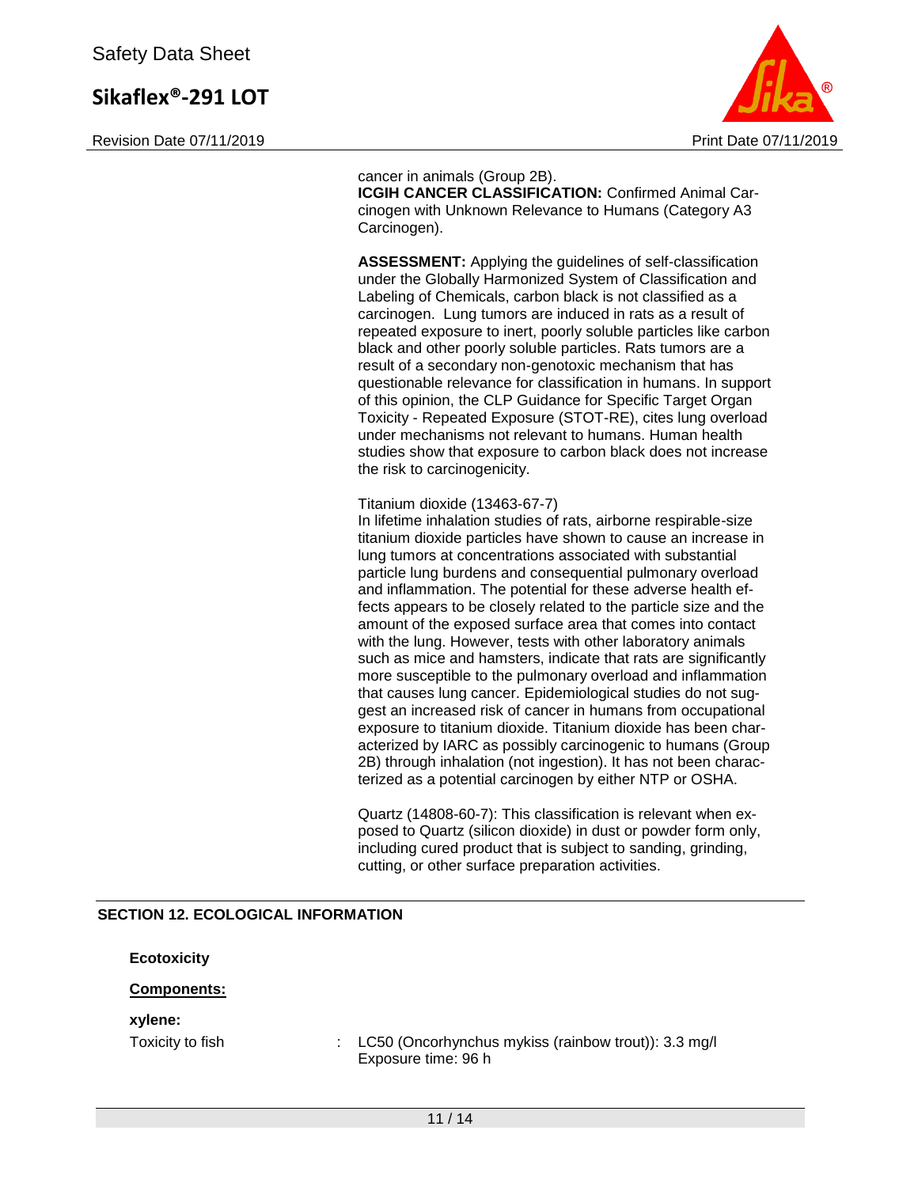cancer in animals (Group 2B).
**ICGIH CANCER CLASSIFICATION:** Confirmed Animal Carcinogen with Unknown Relevance to Humans (Category A3 Carcinogen).

**ASSESSMENT:** Applying the guidelines of self-classification under the Globally Harmonized System of Classification and Labeling of Chemicals, carbon black is not classified as a carcinogen. Lung tumors are induced in rats as a result of repeated exposure to inert, poorly soluble particles like carbon black and other poorly soluble particles. Rats tumors are a result of a secondary non-genotoxic mechanism that has questionable relevance for classification in humans. In support of this opinion, the CLP Guidance for Specific Target Organ Toxicity - Repeated Exposure (STOT-RE), cites lung overload under mechanisms not relevant to humans. Human health studies show that exposure to carbon black does not increase the risk to carcinogenicity.

Titanium dioxide (13463-67-7)
In lifetime inhalation studies of rats, airborne respirable-size titanium dioxide particles have shown to cause an increase in lung tumors at concentrations associated with substantial particle lung burdens and consequential pulmonary overload and inflammation. The potential for these adverse health effects appears to be closely related to the particle size and the amount of the exposed surface area that comes into contact with the lung. However, tests with other laboratory animals such as mice and hamsters, indicate that rats are significantly more susceptible to the pulmonary overload and inflammation that causes lung cancer. Epidemiological studies do not suggest an increased risk of cancer in humans from occupational exposure to titanium dioxide. Titanium dioxide has been characterized by IARC as possibly carcinogenic to humans (Group 2B) through inhalation (not ingestion). It has not been characterized as a potential carcinogen by either NTP or OSHA.

Quartz (14808-60-7): This classification is relevant when exposed to Quartz (silicon dioxide) in dust or powder form only, including cured product that is subject to sanding, grinding, cutting, or other surface preparation activities.

## SECTION 12. ECOLOGICAL INFORMATION

**Ecotoxicity**

**Components:**

**xylene:**

Toxicity to fish : LC50 (Oncorhynchus mykiss (rainbow trout)): 3.3 mg/l
Exposure time: 96 h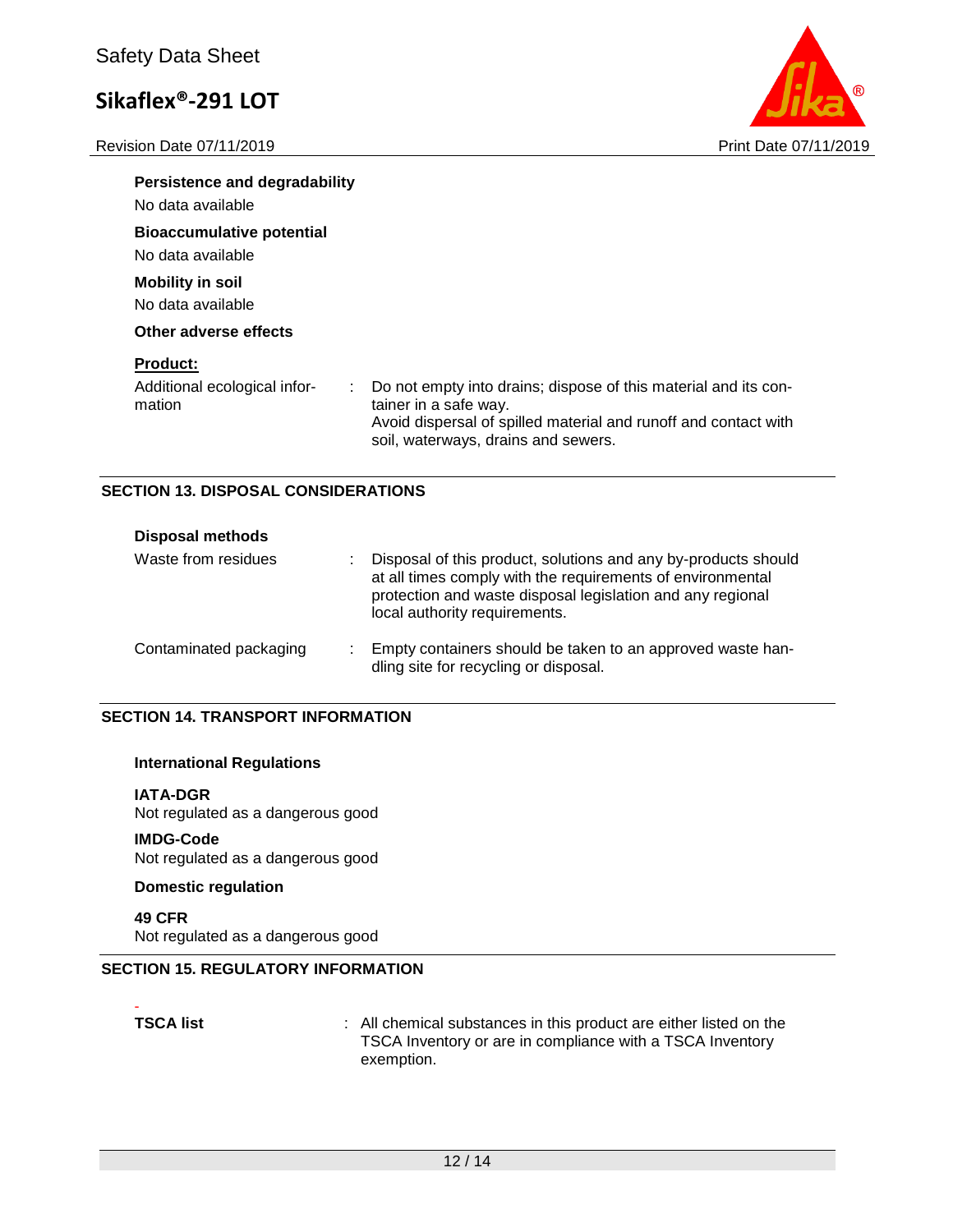**Persistence and degradability**

No data available

**Bioaccumulative potential**

No data available

**Mobility in soil**

No data available

**Other adverse effects**

**Product:**

| | | |
|---|---|---|
| Additional ecological information | : | Do not empty into drains; dispose of this material and its container in a safe way. Avoid dispersal of spilled material and runoff and contact with soil, waterways, drains and sewers. |

## SECTION 13. DISPOSAL CONSIDERATIONS

**Disposal methods**

| | | |
|---|---|---|
| Waste from residues | : | Disposal of this product, solutions and any by-products should at all times comply with the requirements of environmental protection and waste disposal legislation and any regional local authority requirements. |
| Contaminated packaging | : | Empty containers should be taken to an approved waste handling site for recycling or disposal. |

## SECTION 14. TRANSPORT INFORMATION

**International Regulations**

**IATA-DGR**

Not regulated as a dangerous good

**IMDG-Code**

Not regulated as a dangerous good

**Domestic regulation**

**49 CFR**

Not regulated as a dangerous good

## SECTION 15. REGULATORY INFORMATION

| | | |
|---|---|---|
| **TSCA list** | : | All chemical substances in this product are either listed on the TSCA Inventory or are in compliance with a TSCA Inventory exemption. |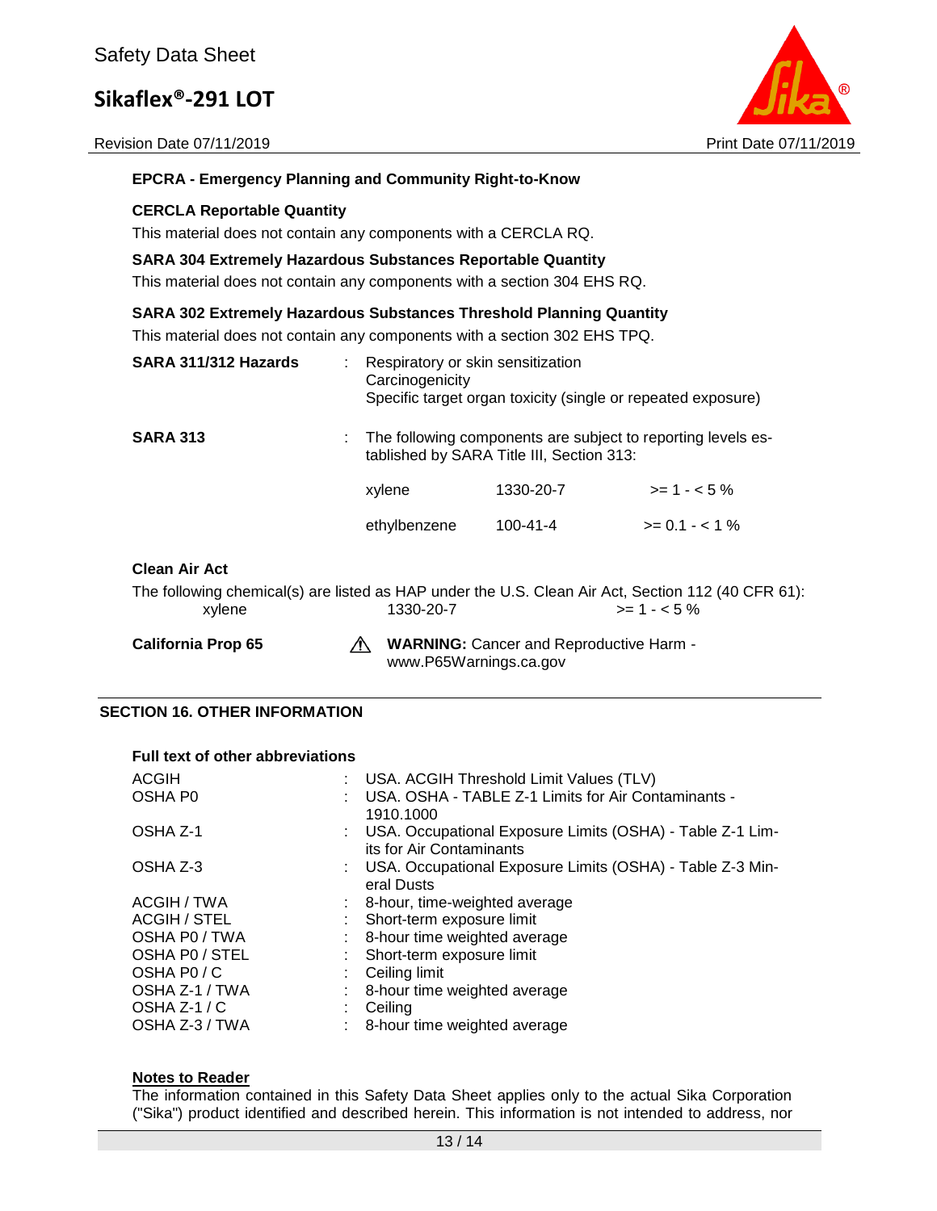**EPCRA - Emergency Planning and Community Right-to-Know**

**CERCLA Reportable Quantity**

This material does not contain any components with a CERCLA RQ.

**SARA 304 Extremely Hazardous Substances Reportable Quantity**

This material does not contain any components with a section 304 EHS RQ.

**SARA 302 Extremely Hazardous Substances Threshold Planning Quantity**

This material does not contain any components with a section 302 EHS TPQ.

**SARA 311/312 Hazards** : Respiratory or skin sensitization
Carcinogenicity
Specific target organ toxicity (single or repeated exposure)

**SARA 313** : The following components are subject to reporting levels established by SARA Title III, Section 313:

| | | |
|---|---|---|
| xylene | 1330-20-7 | >= 1 - < 5 % |
| ethylbenzene | 100-41-4 | >= 0.1 - < 1 % |

**Clean Air Act**

The following chemical(s) are listed as HAP under the U.S. Clean Air Act, Section 112 (40 CFR 61):

| | | |
|---|---|---|
| xylene | 1330-20-7 | >= 1 - < 5 % |

**California Prop 65** ⚠ **WARNING:** Cancer and Reproductive Harm - www.P65Warnings.ca.gov

## SECTION 16. OTHER INFORMATION

**Full text of other abbreviations**

| | |
|---|---|
| ACGIH | : USA. ACGIH Threshold Limit Values (TLV) |
| OSHA P0 | : USA. OSHA - TABLE Z-1 Limits for Air Contaminants - 1910.1000 |
| OSHA Z-1 | : USA. Occupational Exposure Limits (OSHA) - Table Z-1 Limits for Air Contaminants |
| OSHA Z-3 | : USA. Occupational Exposure Limits (OSHA) - Table Z-3 Mineral Dusts |
| ACGIH / TWA | : 8-hour, time-weighted average |
| ACGIH / STEL | : Short-term exposure limit |
| OSHA P0 / TWA | : 8-hour time weighted average |
| OSHA P0 / STEL | : Short-term exposure limit |
| OSHA P0 / C | : Ceiling limit |
| OSHA Z-1 / TWA | : 8-hour time weighted average |
| OSHA Z-1 / C | : Ceiling |
| OSHA Z-3 / TWA | : 8-hour time weighted average |

**Notes to Reader**

The information contained in this Safety Data Sheet applies only to the actual Sika Corporation ("Sika") product identified and described herein. This information is not intended to address, nor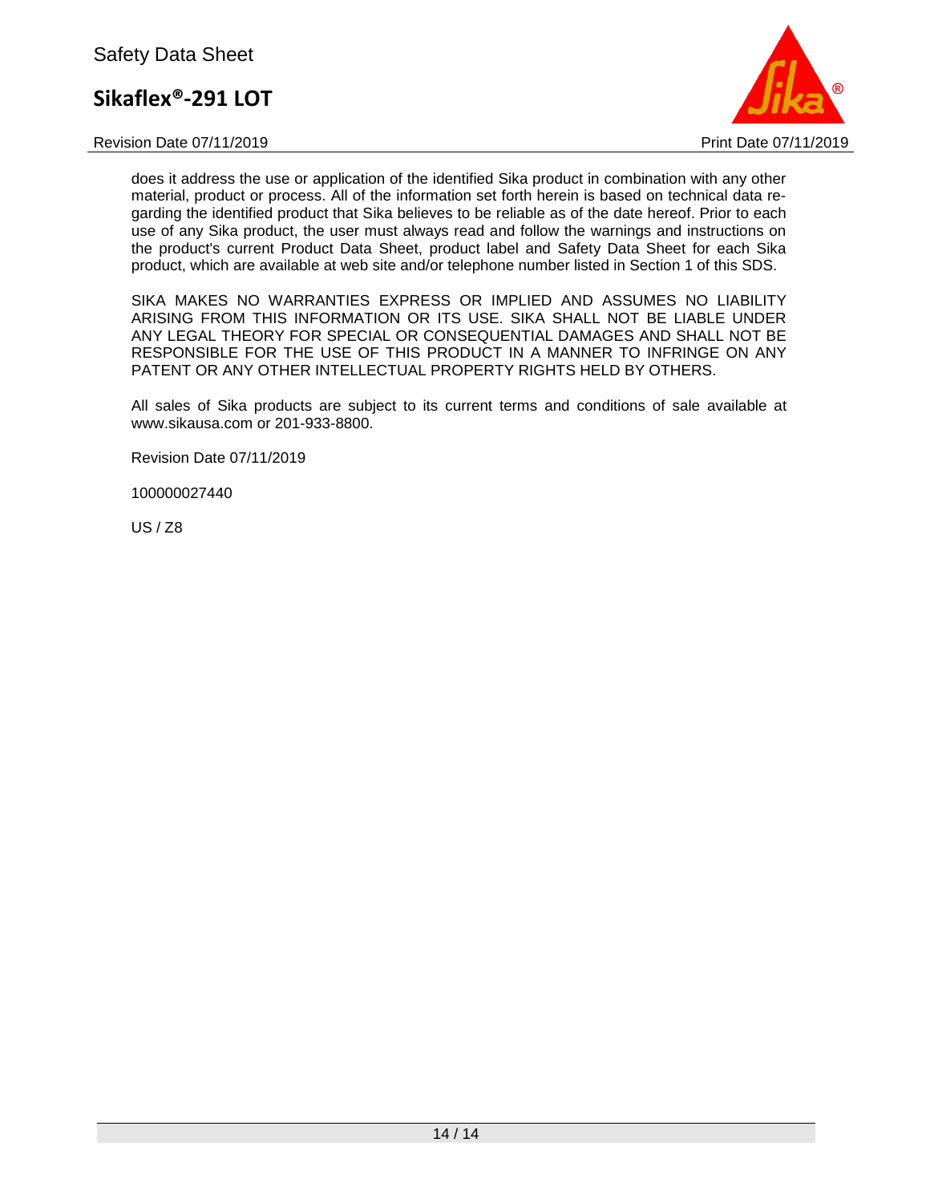does it address the use or application of the identified Sika product in combination with any other material, product or process. All of the information set forth herein is based on technical data regarding the identified product that Sika believes to be reliable as of the date hereof. Prior to each use of any Sika product, the user must always read and follow the warnings and instructions on the product's current Product Data Sheet, product label and Safety Data Sheet for each Sika product, which are available at web site and/or telephone number listed in Section 1 of this SDS.

SIKA MAKES NO WARRANTIES EXPRESS OR IMPLIED AND ASSUMES NO LIABILITY ARISING FROM THIS INFORMATION OR ITS USE. SIKA SHALL NOT BE LIABLE UNDER ANY LEGAL THEORY FOR SPECIAL OR CONSEQUENTIAL DAMAGES AND SHALL NOT BE RESPONSIBLE FOR THE USE OF THIS PRODUCT IN A MANNER TO INFRINGE ON ANY PATENT OR ANY OTHER INTELLECTUAL PROPERTY RIGHTS HELD BY OTHERS.

All sales of Sika products are subject to its current terms and conditions of sale available at www.sikausa.com or 201-933-8800.

Revision Date 07/11/2019

100000027440

US / Z8